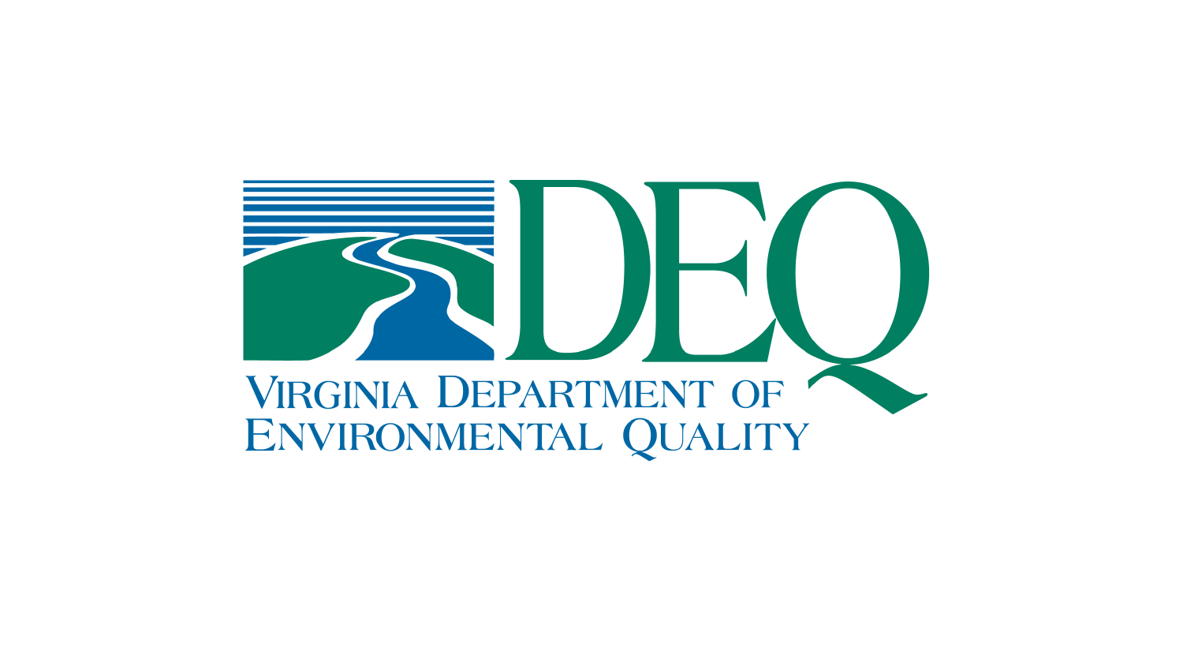DEQ

VIRGINIA DEPARTMENT OF ENVIRONMENTAL QUALITY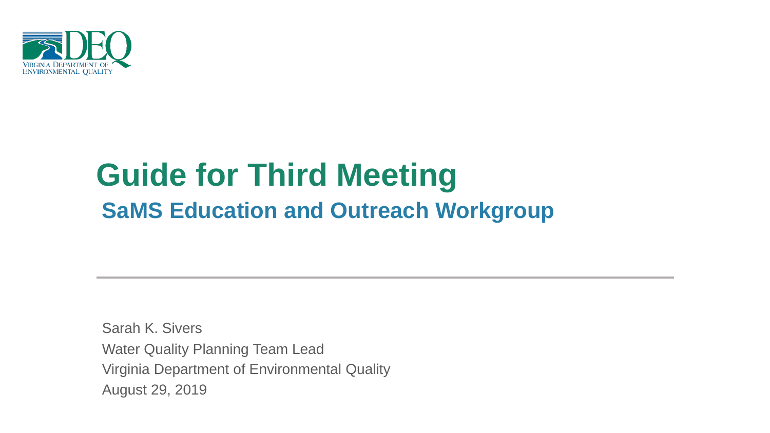VIRGINIA DEPARTMENT OF ENVIRONMENTAL QUALITY

# Guide for Third Meeting

## SaMS Education and Outreach Workgroup

---

Sarah K. Sivers
Water Quality Planning Team Lead
Virginia Department of Environmental Quality
August 29, 2019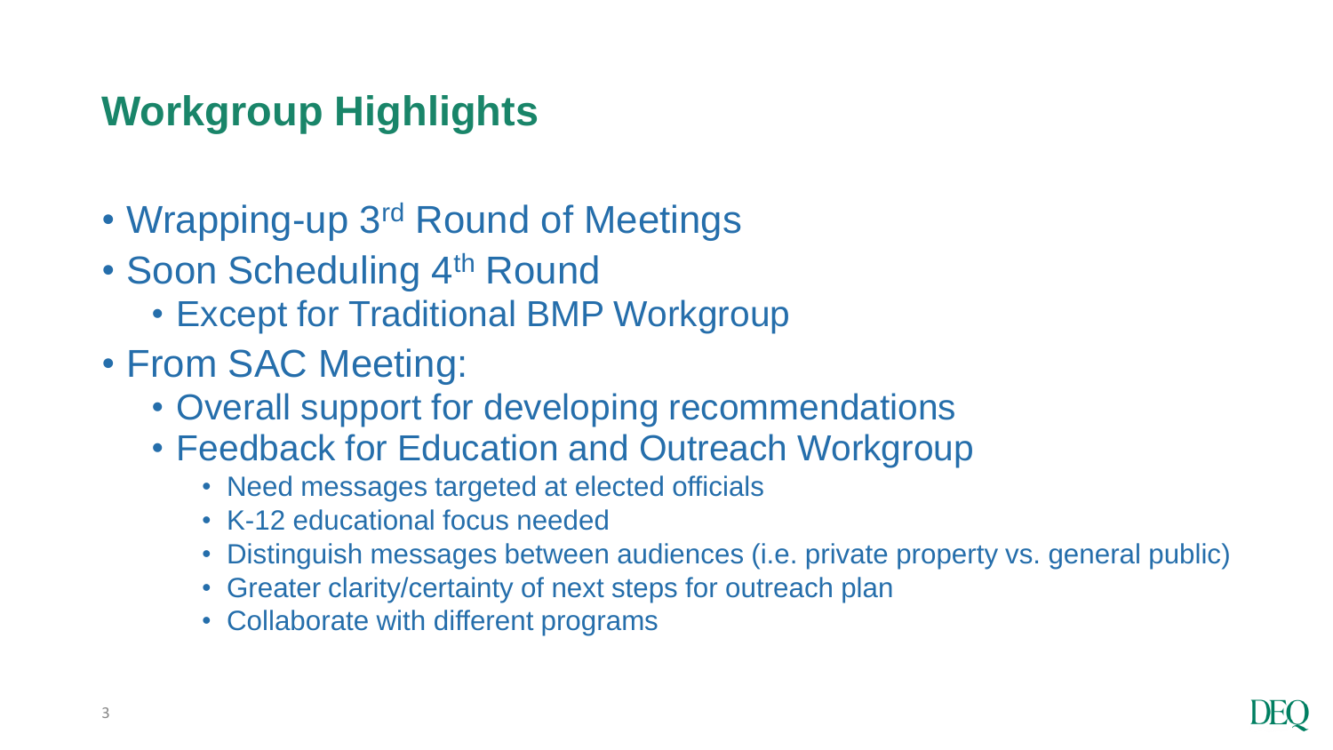# Workgroup Highlights

- Wrapping-up 3rd Round of Meetings
- Soon Scheduling 4th Round
  - Except for Traditional BMP Workgroup
- From SAC Meeting:
  - Overall support for developing recommendations
  - Feedback for Education and Outreach Workgroup
    - Need messages targeted at elected officials
    - K-12 educational focus needed
    - Distinguish messages between audiences (i.e. private property vs. general public)
    - Greater clarity/certainty of next steps for outreach plan
    - Collaborate with different programs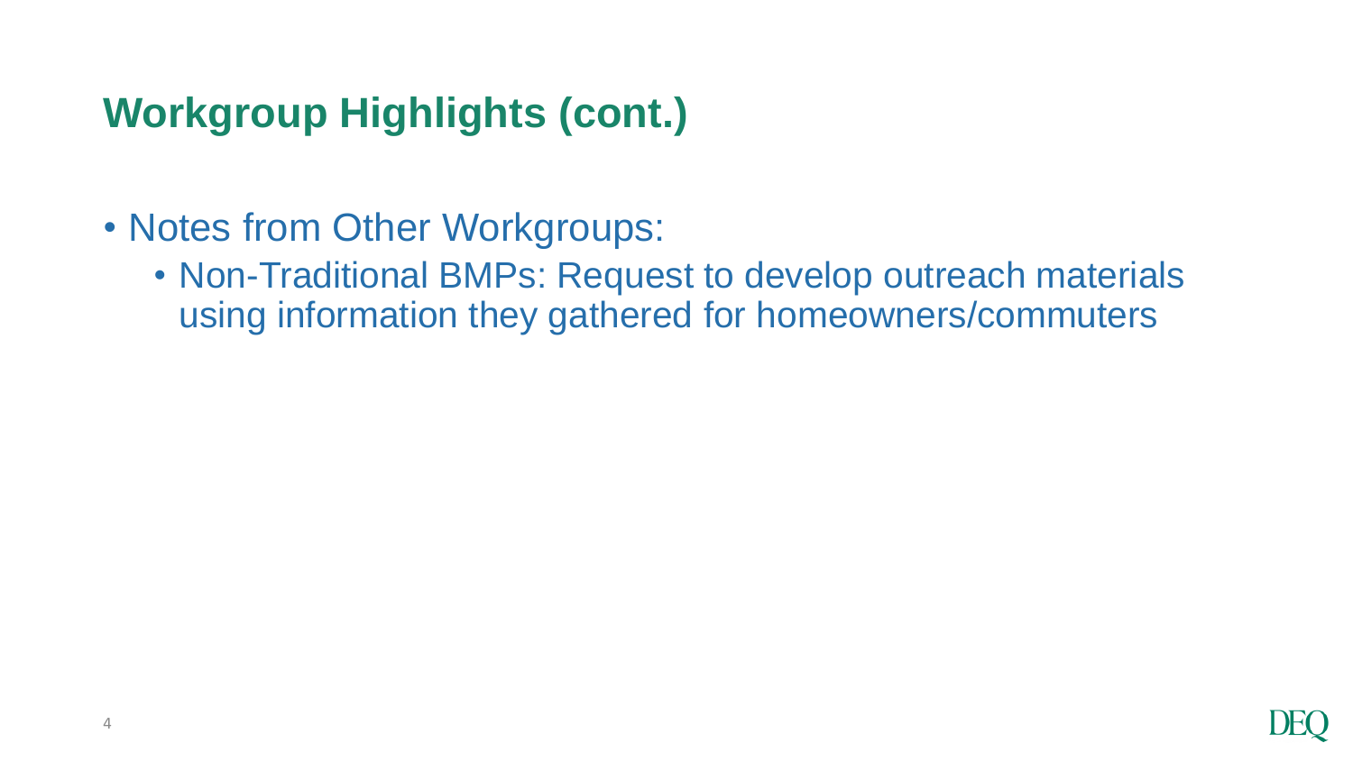# Workgroup Highlights (cont.)

- Notes from Other Workgroups:
  - Non-Traditional BMPs: Request to develop outreach materials using information they gathered for homeowners/commuters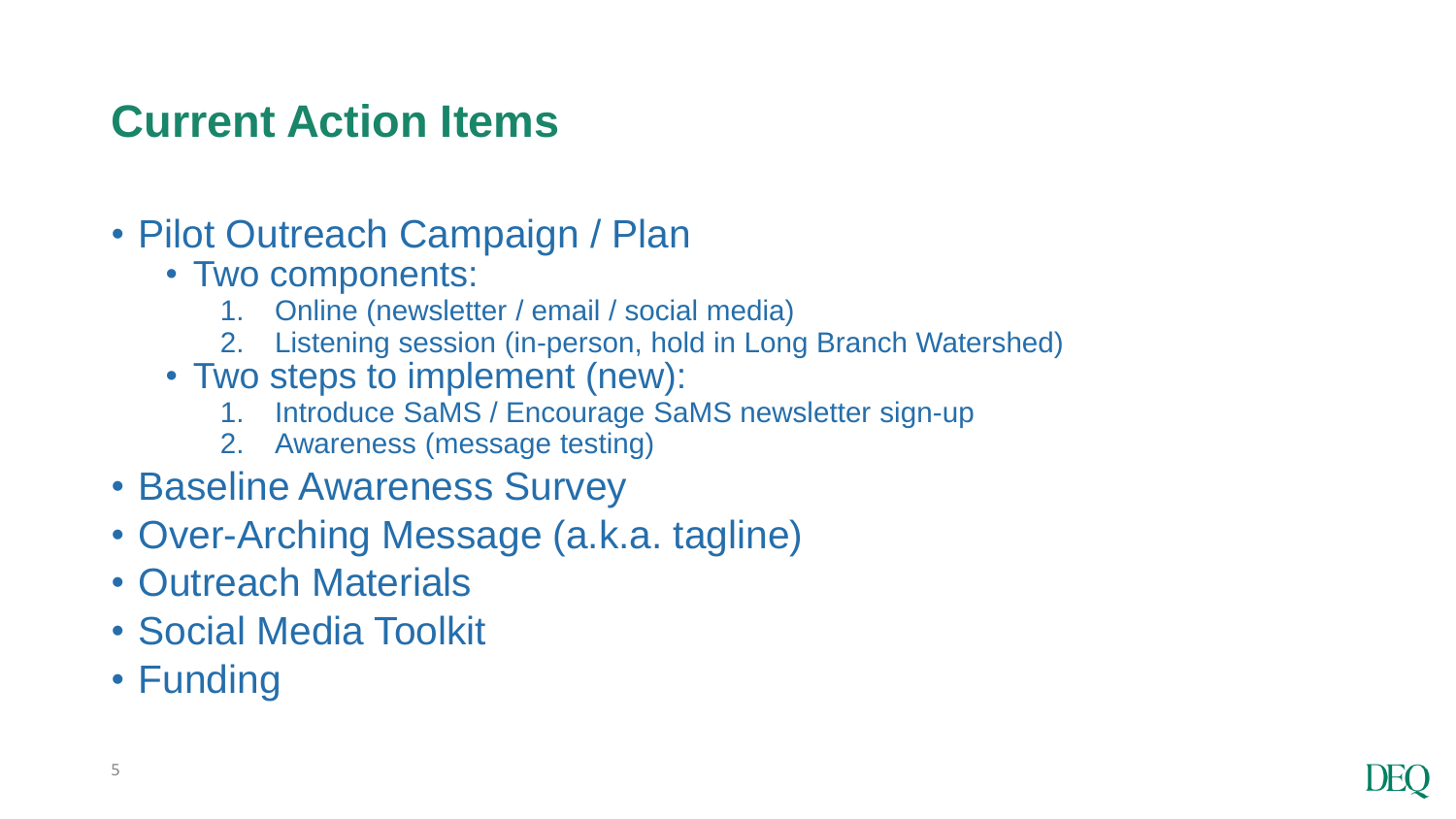# Current Action Items

- Pilot Outreach Campaign / Plan
  - Two components:
    1. Online (newsletter / email / social media)
    2. Listening session (in-person, hold in Long Branch Watershed)
  - Two steps to implement (new):
    1. Introduce SaMS / Encourage SaMS newsletter sign-up
    2. Awareness (message testing)
- Baseline Awareness Survey
- Over-Arching Message (a.k.a. tagline)
- Outreach Materials
- Social Media Toolkit
- Funding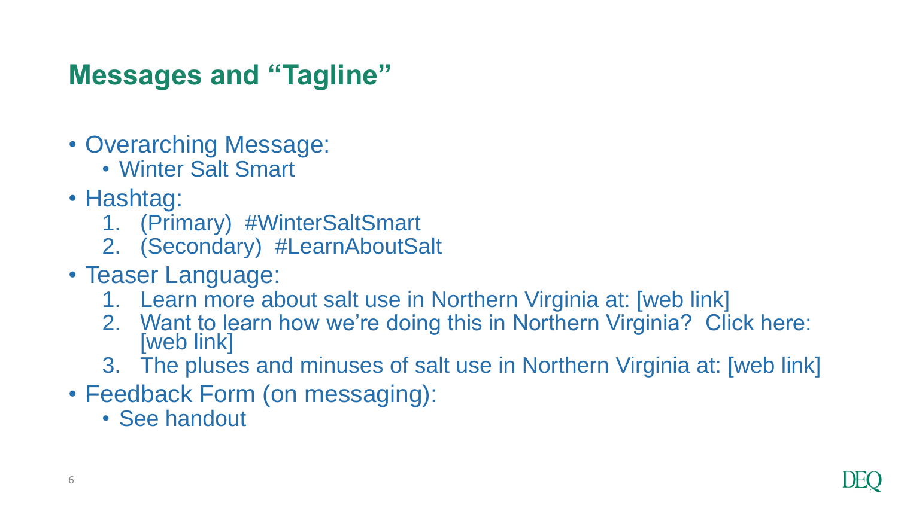## Messages and "Tagline"

- Overarching Message:
  - Winter Salt Smart
- Hashtag:
  1. (Primary) #WinterSaltSmart
  2. (Secondary) #LearnAboutSalt
- Teaser Language:
  1. Learn more about salt use in Northern Virginia at: [web link]
  2. Want to learn how we're doing this in Northern Virginia? Click here: [web link]
  3. The pluses and minuses of salt use in Northern Virginia at: [web link]
- Feedback Form (on messaging):
  - See handout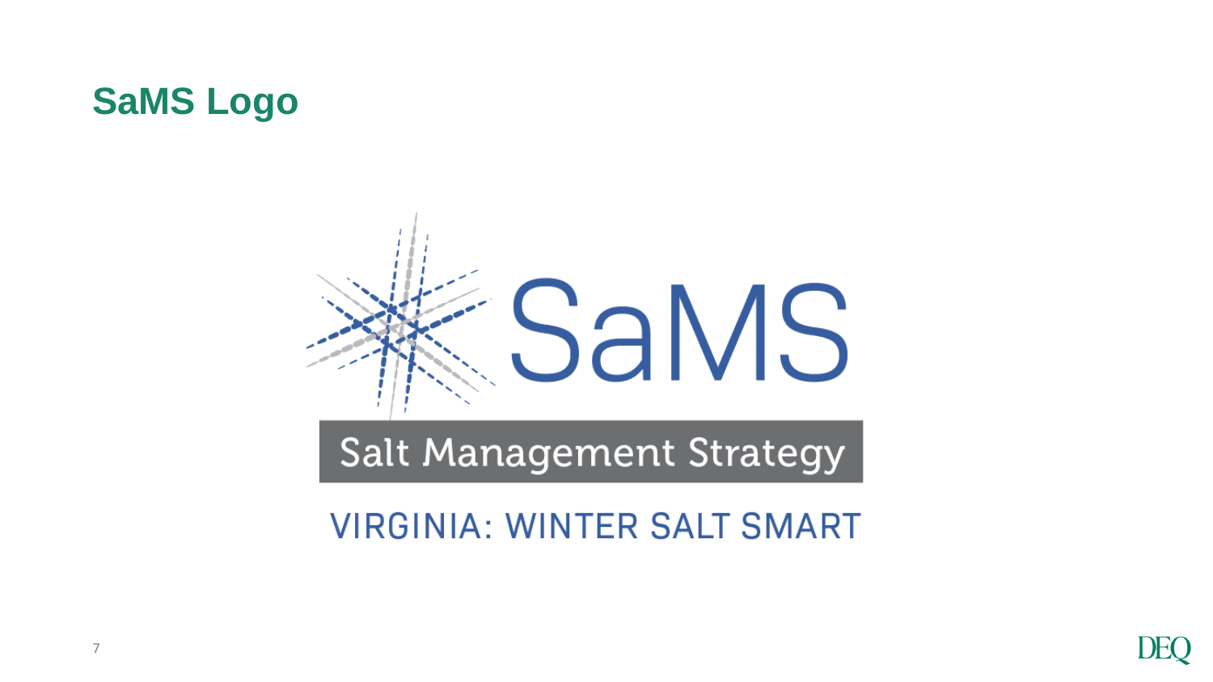## SaMS Logo

SaMS

Salt Management Strategy

VIRGINIA: WINTER SALT SMART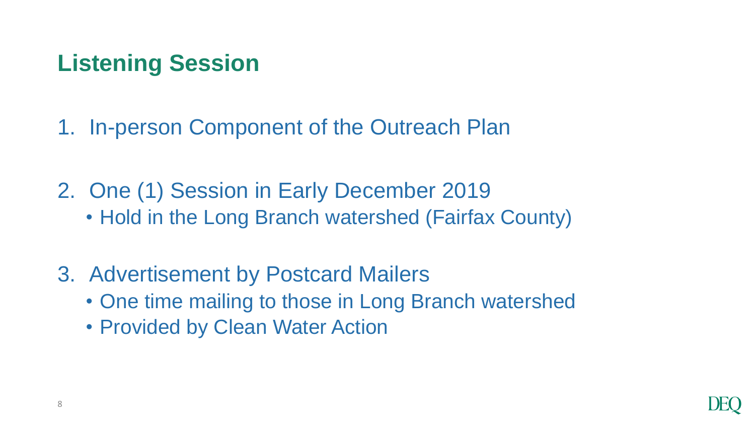## Listening Session

1. In-person Component of the Outreach Plan

2. One (1) Session in Early December 2019
   - Hold in the Long Branch watershed (Fairfax County)

3. Advertisement by Postcard Mailers
   - One time mailing to those in Long Branch watershed
   - Provided by Clean Water Action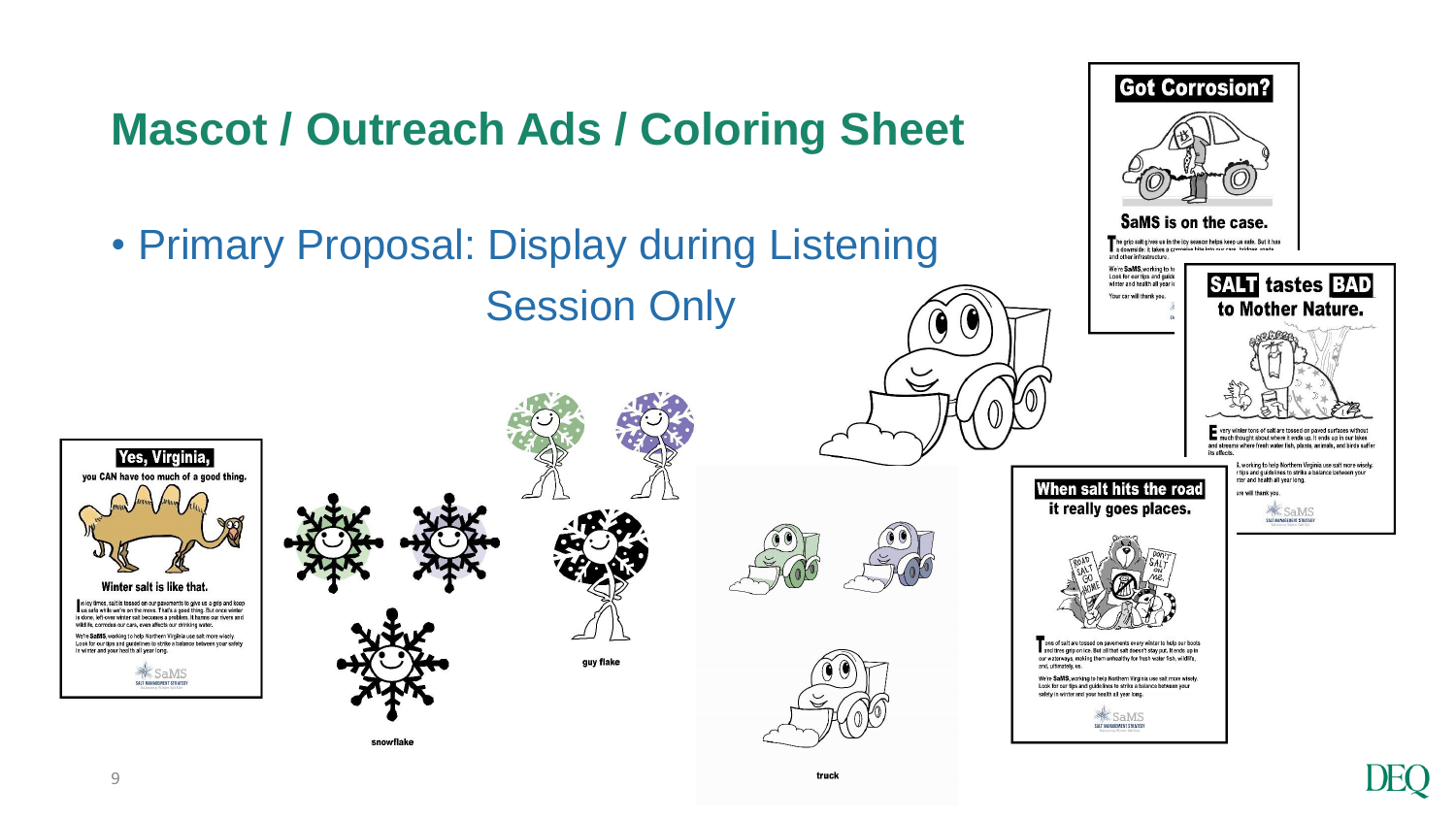# Mascot / Outreach Ads / Coloring Sheet

- Primary Proposal: Display during Listening Session Only

**Got Corrosion?**

**SaMS is on the case.**

The grip salt gives us in the icy season helps keep us safe. But it has a downside: it takes a corrosive bite into our cars, bridges, roads and other infrastructure.

We're **SaMS**, working to h... Look for our tips and guide... winter and health all year l...

Your car will thank you.

**SALT tastes BAD to Mother Nature.**

Every winter tons of salt are tossed on paved surfaces without much thought about where it ends up. It ends up in our lakes and streams where fresh water fish, plants, animals, and birds suffer its effects.

...S, working to help Northern Virginia use salt more wisely. ...r tips and guidelines to strike a balance between your ...ter and health all year long.

...ure will thank you.

SaMS SALT MANAGEMENT STRATEGY

**Yes, Virginia,**

**you CAN have too much of a good thing.**

**Winter salt is like that.**

In icy times, salt is tossed on our pavements to give us a grip and keep us safe while we're on the move. That's a good thing. But once winter is done, left-over winter salt becomes a problem. It harms our rivers and wildlife, corrodes our cars, even affects our drinking water.

We're **SaMS**, working to help Northern Virginia use salt more wisely. Look for our tips and guidelines to strike a balance between your safety in winter and your health all year long.

SaMS SALT MANAGEMENT STRATEGY

snowflake

guy flake

truck

**When salt hits the road it really goes places.**

Tons of salt are tossed on pavements every winter to help our boots and tires grip on ice. But all that salt doesn't stay put. It ends up in our waterways, making them unhealthy for fresh water fish, wildlife, and, ultimately us.

We're **SaMS**, working to help Northern Virginia use salt more wisely. Look for our tips and guidelines to strike a balance between your safety in winter and your health all year long.

SaMS SALT MANAGEMENT STRATEGY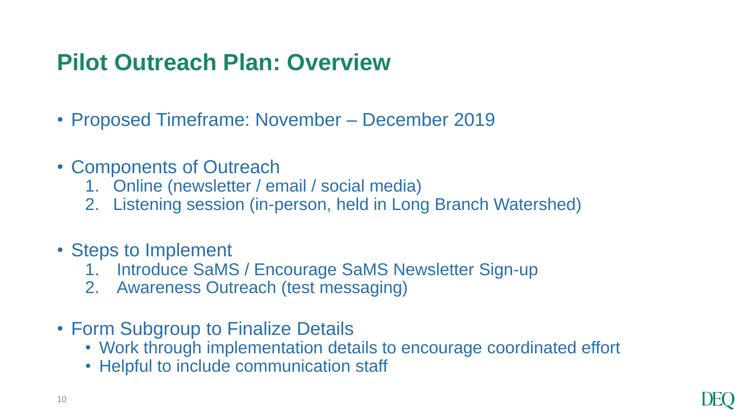# Pilot Outreach Plan: Overview

- Proposed Timeframe: November – December 2019
- Components of Outreach
  1. Online (newsletter / email / social media)
  2. Listening session (in-person, held in Long Branch Watershed)
- Steps to Implement
  1. Introduce SaMS / Encourage SaMS Newsletter Sign-up
  2. Awareness Outreach (test messaging)
- Form Subgroup to Finalize Details
  - Work through implementation details to encourage coordinated effort
  - Helpful to include communication staff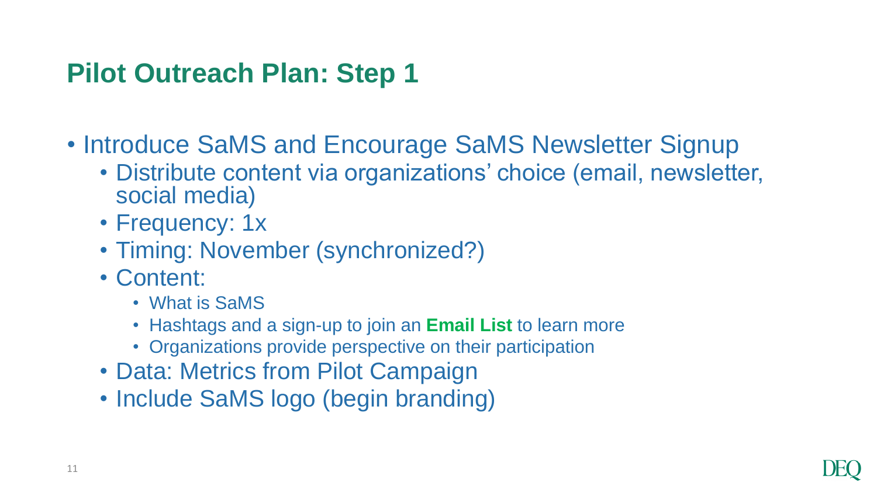## Pilot Outreach Plan: Step 1

- Introduce SaMS and Encourage SaMS Newsletter Signup
  - Distribute content via organizations' choice (email, newsletter, social media)
  - Frequency: 1x
  - Timing: November (synchronized?)
  - Content:
    - What is SaMS
    - Hashtags and a sign-up to join an **Email List** to learn more
    - Organizations provide perspective on their participation
  - Data: Metrics from Pilot Campaign
  - Include SaMS logo (begin branding)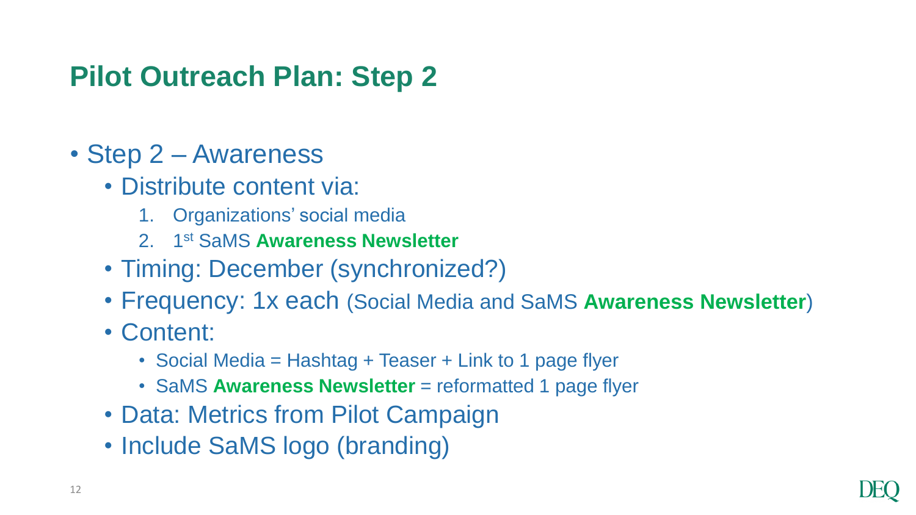# Pilot Outreach Plan: Step 2

- Step 2 – Awareness
  - Distribute content via:
    1. Organizations' social media
    2. 1st SaMS **Awareness Newsletter**
  - Timing: December (synchronized?)
  - Frequency: 1x each (Social Media and SaMS **Awareness Newsletter**)
  - Content:
    - Social Media = Hashtag + Teaser + Link to 1 page flyer
    - SaMS **Awareness Newsletter** = reformatted 1 page flyer
  - Data: Metrics from Pilot Campaign
  - Include SaMS logo (branding)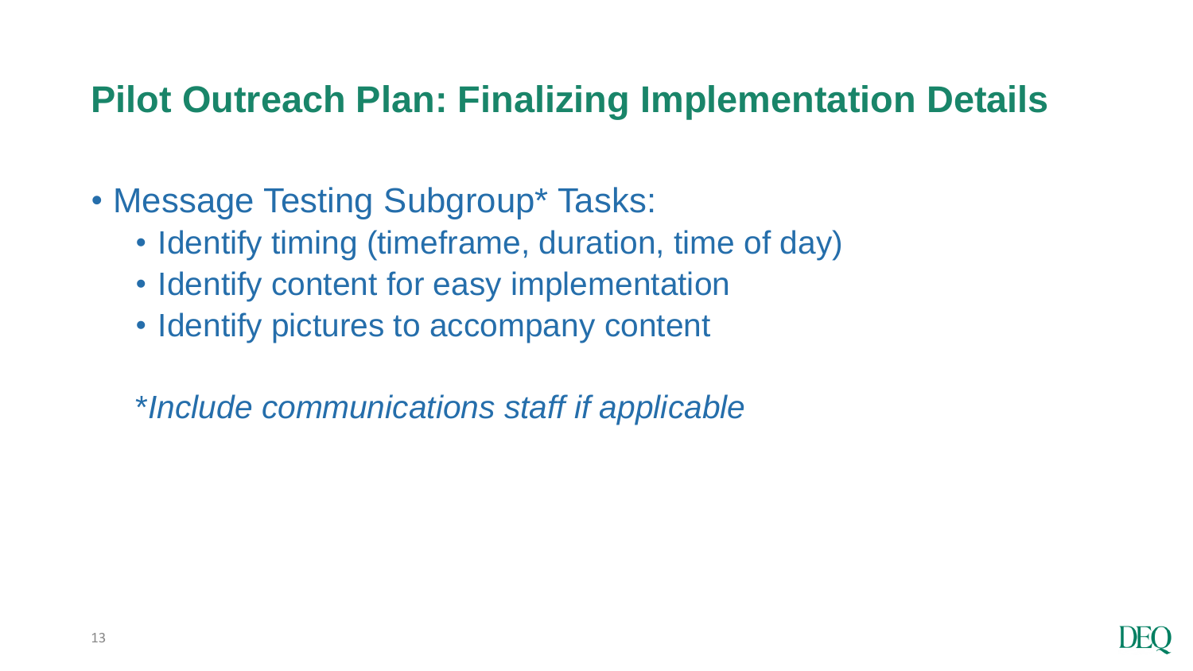## Pilot Outreach Plan: Finalizing Implementation Details

- Message Testing Subgroup* Tasks:
  - Identify timing (timeframe, duration, time of day)
  - Identify content for easy implementation
  - Identify pictures to accompany content

*\*Include communications staff if applicable*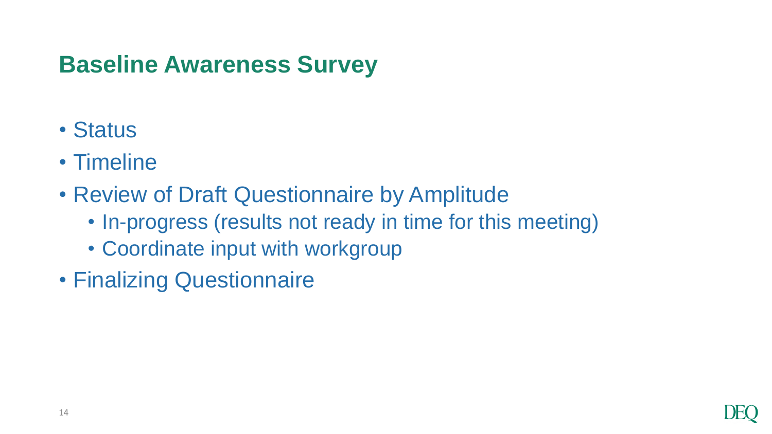## Baseline Awareness Survey

- Status
- Timeline
- Review of Draft Questionnaire by Amplitude
  - In-progress (results not ready in time for this meeting)
  - Coordinate input with workgroup
- Finalizing Questionnaire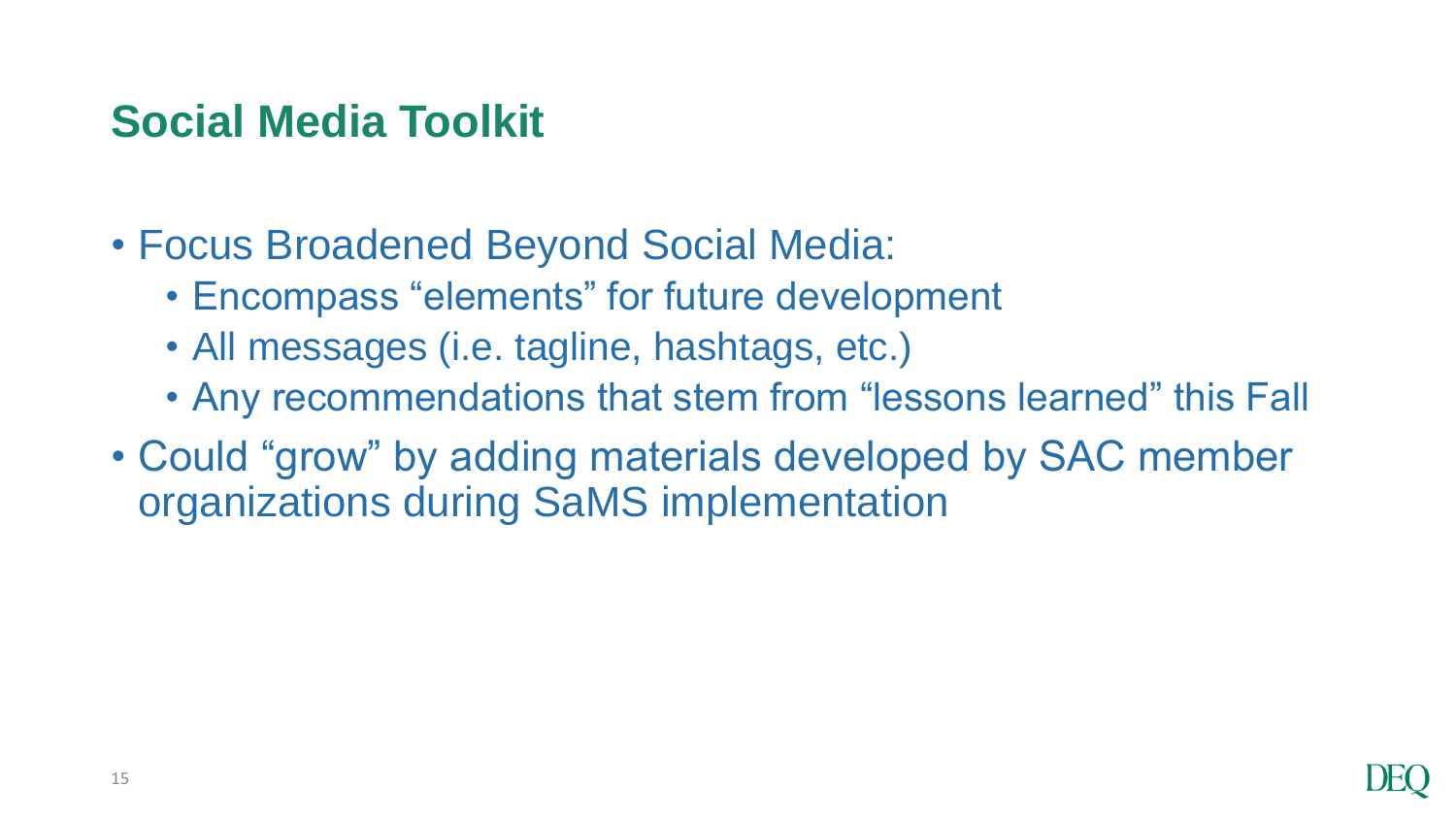## Social Media Toolkit

- Focus Broadened Beyond Social Media:
  - Encompass "elements" for future development
  - All messages (i.e. tagline, hashtags, etc.)
  - Any recommendations that stem from "lessons learned" this Fall
- Could "grow" by adding materials developed by SAC member organizations during SaMS implementation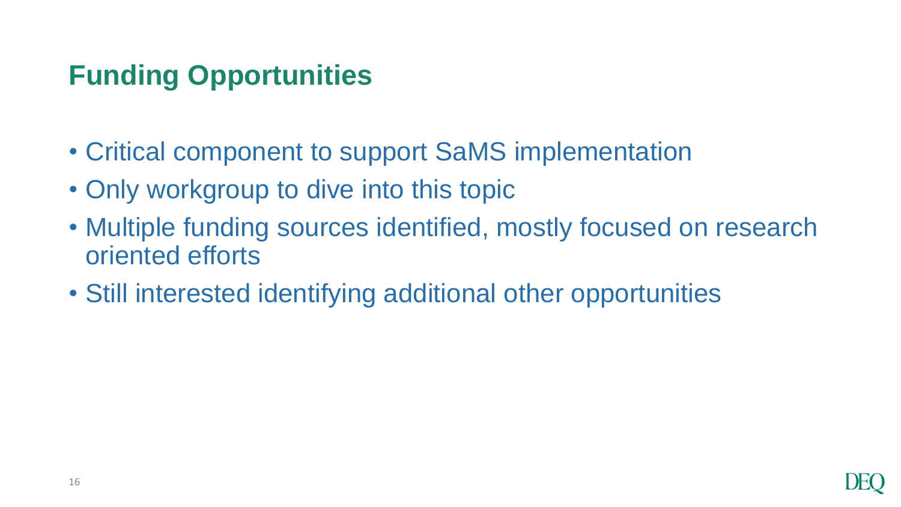## Funding Opportunities

- Critical component to support SaMS implementation
- Only workgroup to dive into this topic
- Multiple funding sources identified, mostly focused on research oriented efforts
- Still interested identifying additional other opportunities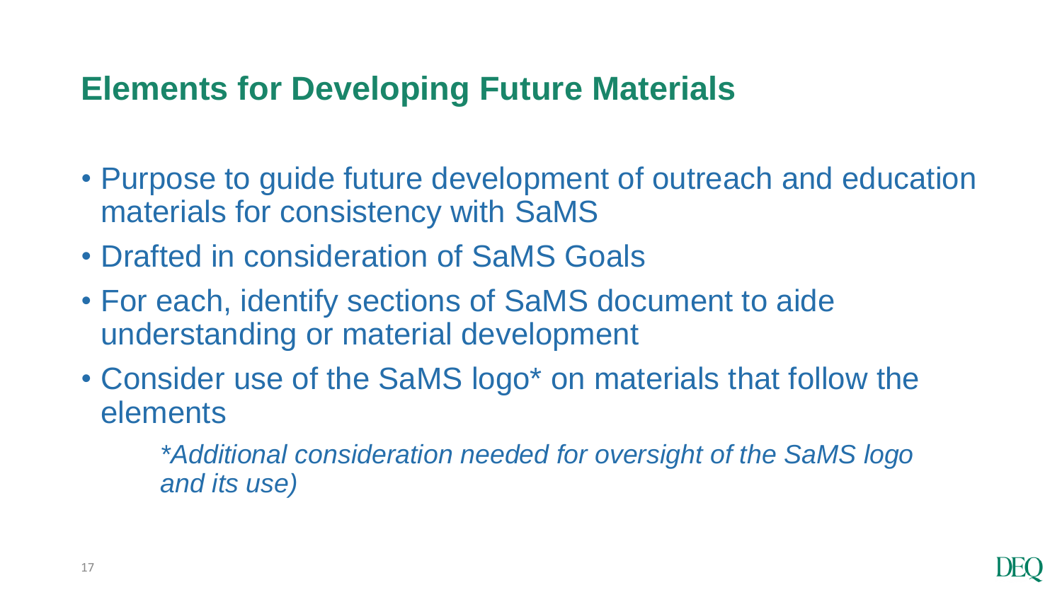## Elements for Developing Future Materials

- Purpose to guide future development of outreach and education materials for consistency with SaMS
- Drafted in consideration of SaMS Goals
- For each, identify sections of SaMS document to aide understanding or material development
- Consider use of the SaMS logo* on materials that follow the elements

    *\*Additional consideration needed for oversight of the SaMS logo and its use)*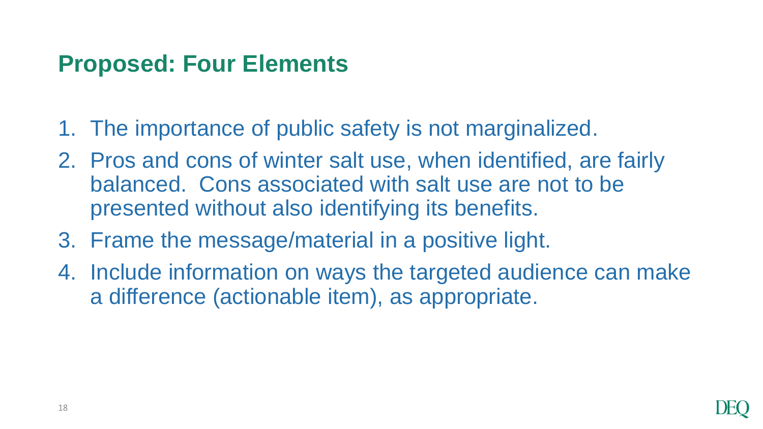## Proposed: Four Elements

1. The importance of public safety is not marginalized.
2. Pros and cons of winter salt use, when identified, are fairly balanced. Cons associated with salt use are not to be presented without also identifying its benefits.
3. Frame the message/material in a positive light.
4. Include information on ways the targeted audience can make a difference (actionable item), as appropriate.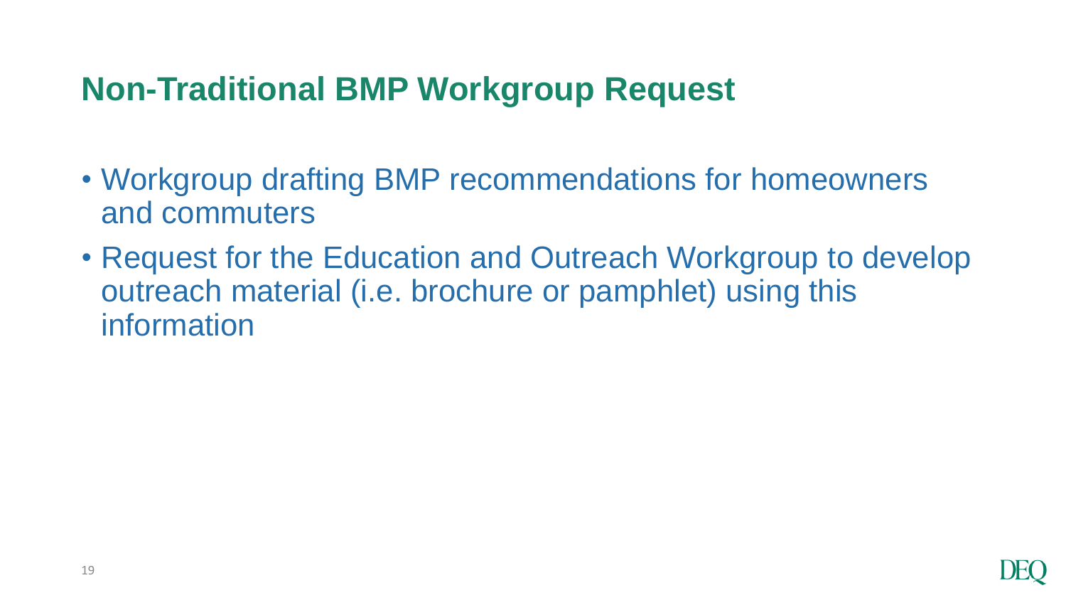# Non-Traditional BMP Workgroup Request

- Workgroup drafting BMP recommendations for homeowners and commuters
- Request for the Education and Outreach Workgroup to develop outreach material (i.e. brochure or pamphlet) using this information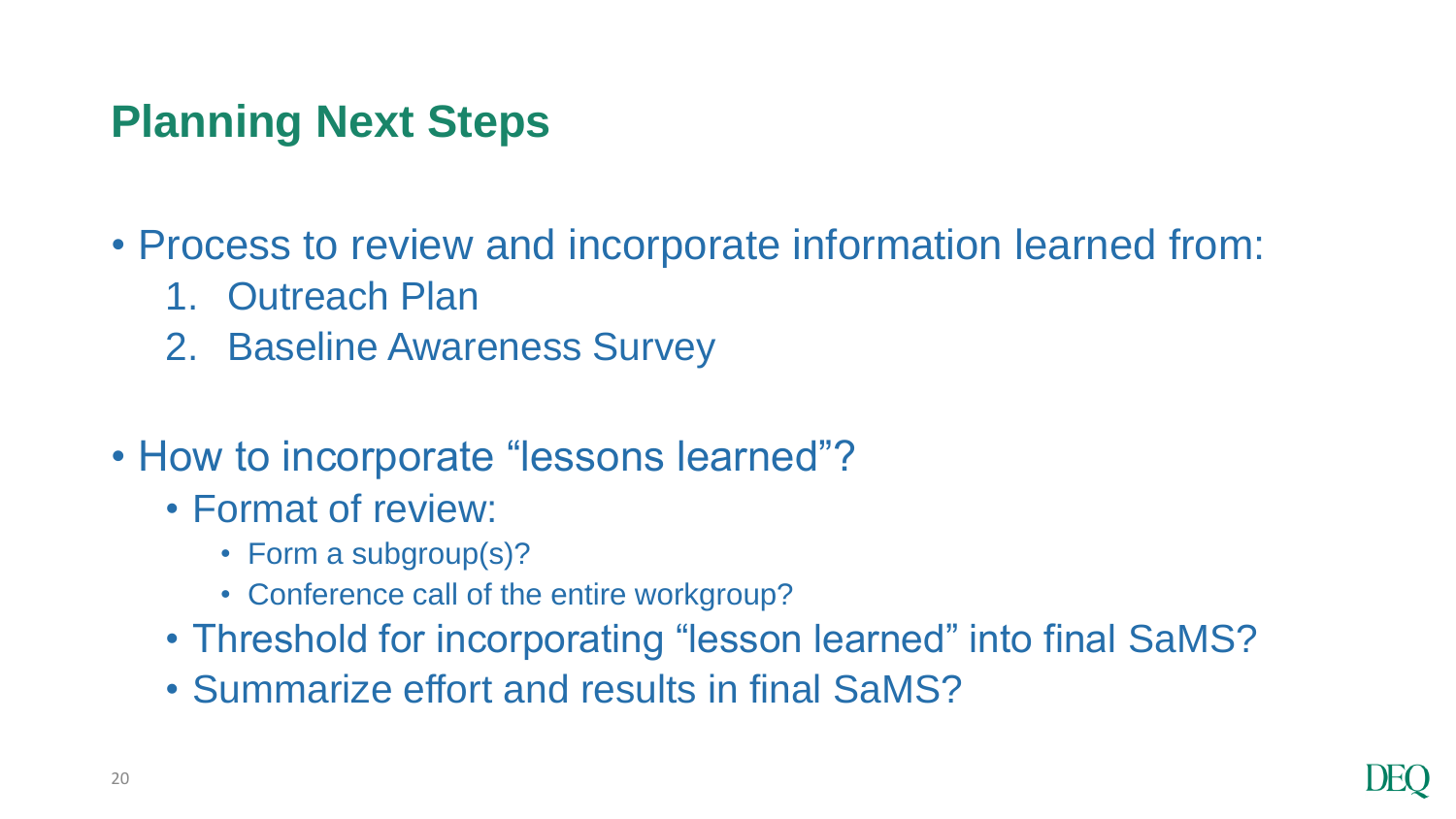## Planning Next Steps

- Process to review and incorporate information learned from:
  1. Outreach Plan
  2. Baseline Awareness Survey

- How to incorporate "lessons learned"?
  - Format of review:
    - Form a subgroup(s)?
    - Conference call of the entire workgroup?
  - Threshold for incorporating "lesson learned" into final SaMS?
  - Summarize effort and results in final SaMS?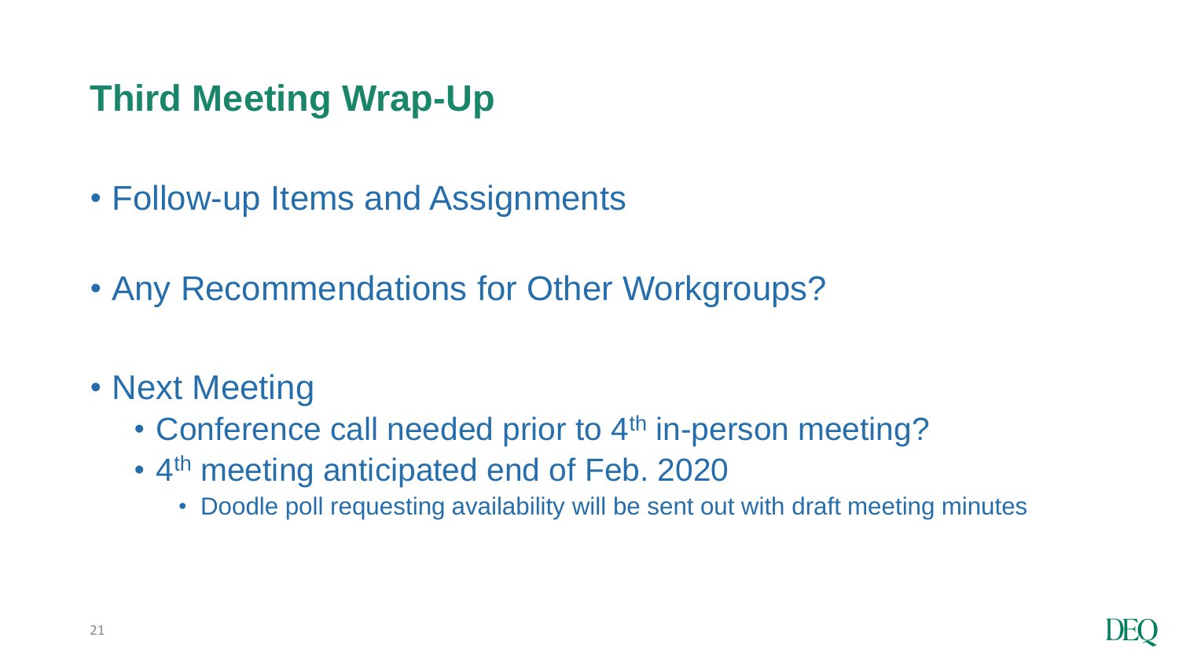# Third Meeting Wrap-Up

- Follow-up Items and Assignments
- Any Recommendations for Other Workgroups?
- Next Meeting
  - Conference call needed prior to 4th in-person meeting?
  - 4th meeting anticipated end of Feb. 2020
    - Doodle poll requesting availability will be sent out with draft meeting minutes